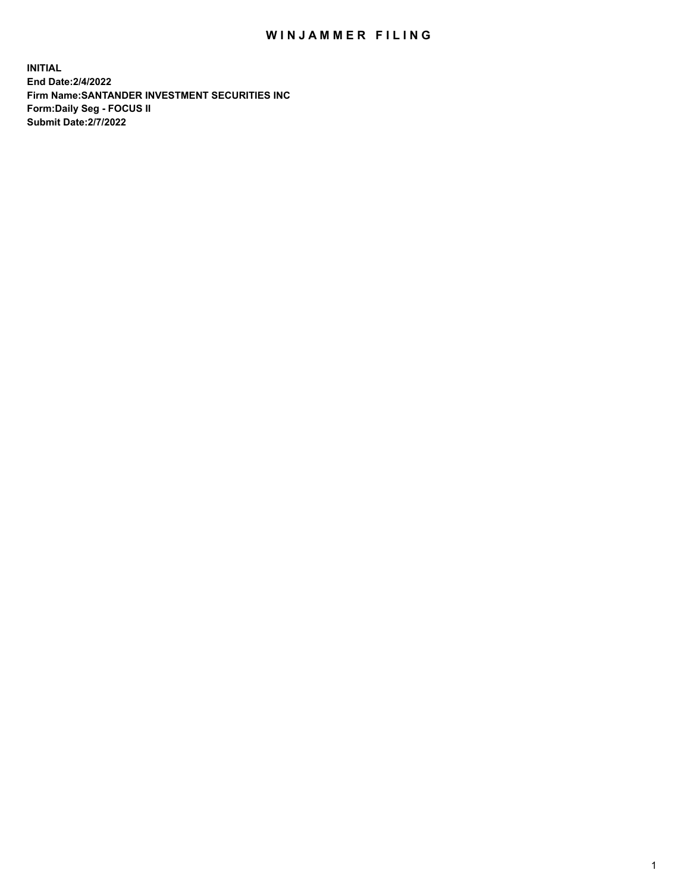# WINJAMMER FILING

**INITIAL**
**End Date:2/4/2022**
**Firm Name:SANTANDER INVESTMENT SECURITIES INC**
**Form:Daily Seg - FOCUS II**
**Submit Date:2/7/2022**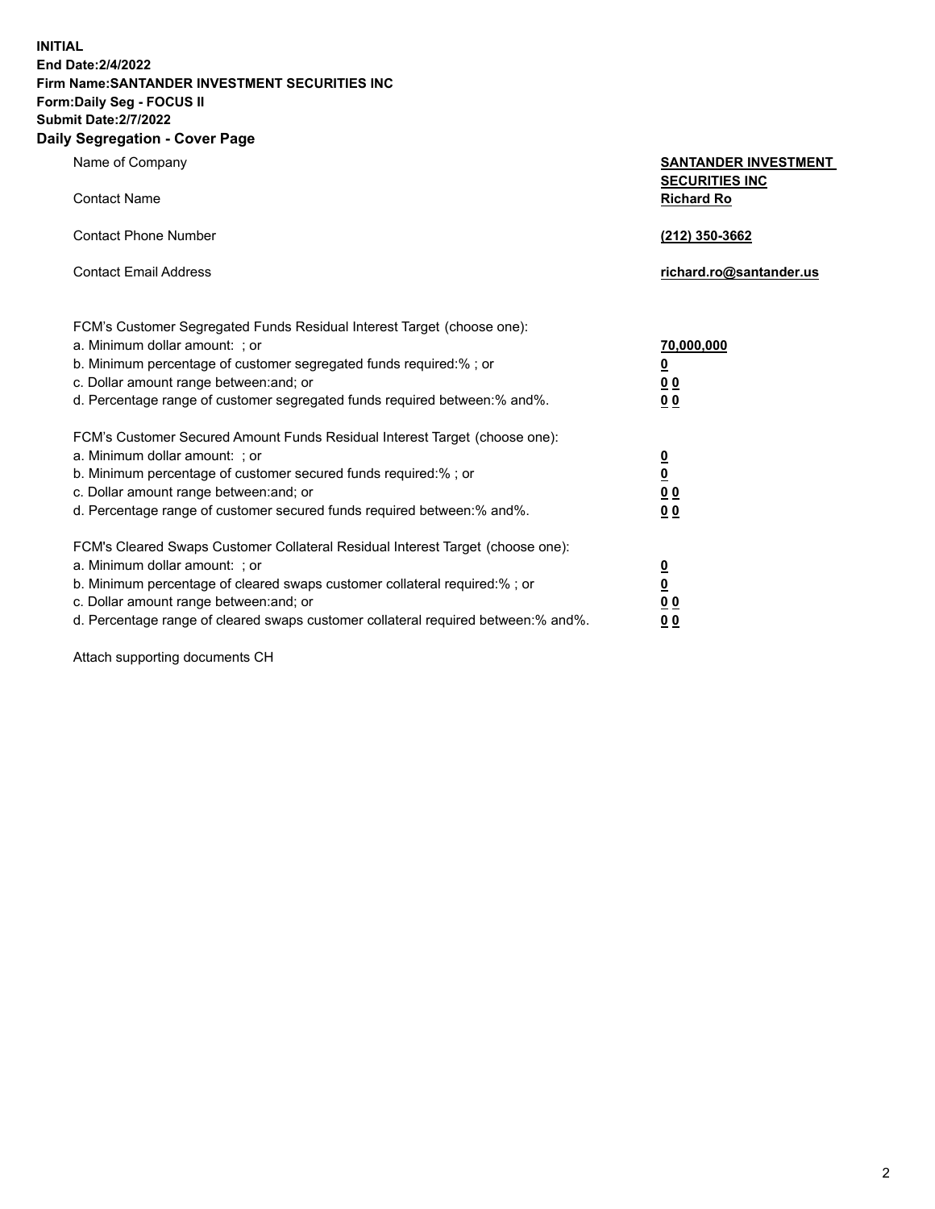**INITIAL**
**End Date:2/4/2022**
**Firm Name:SANTANDER INVESTMENT SECURITIES INC**
**Form:Daily Seg - FOCUS II**
**Submit Date:2/7/2022**

## Daily Segregation - Cover Page

| | |
|---|---|
| Name of Company | **SANTANDER INVESTMENT SECURITIES INC** |
| Contact Name | **Richard Ro** |
| Contact Phone Number | **(212) 350-3662** |
| Contact Email Address | **richard.ro@santander.us** |

| | |
|---|---|
| FCM's Customer Segregated Funds Residual Interest Target (choose one): | |
| a. Minimum dollar amount: ; or | **70,000,000** |
| b. Minimum percentage of customer segregated funds required:% ; or | **0** |
| c. Dollar amount range between:and; or | **0 0** |
| d. Percentage range of customer segregated funds required between:% and%. | **0 0** |
| FCM's Customer Secured Amount Funds Residual Interest Target (choose one): | |
| a. Minimum dollar amount: ; or | **0** |
| b. Minimum percentage of customer secured funds required:% ; or | **0** |
| c. Dollar amount range between:and; or | **0 0** |
| d. Percentage range of customer secured funds required between:% and%. | **0 0** |
| FCM's Cleared Swaps Customer Collateral Residual Interest Target (choose one): | |
| a. Minimum dollar amount: ; or | **0** |
| b. Minimum percentage of cleared swaps customer collateral required:% ; or | **0** |
| c. Dollar amount range between:and; or | **0 0** |
| d. Percentage range of cleared swaps customer collateral required between:% and%. | **0 0** |

Attach supporting documents CH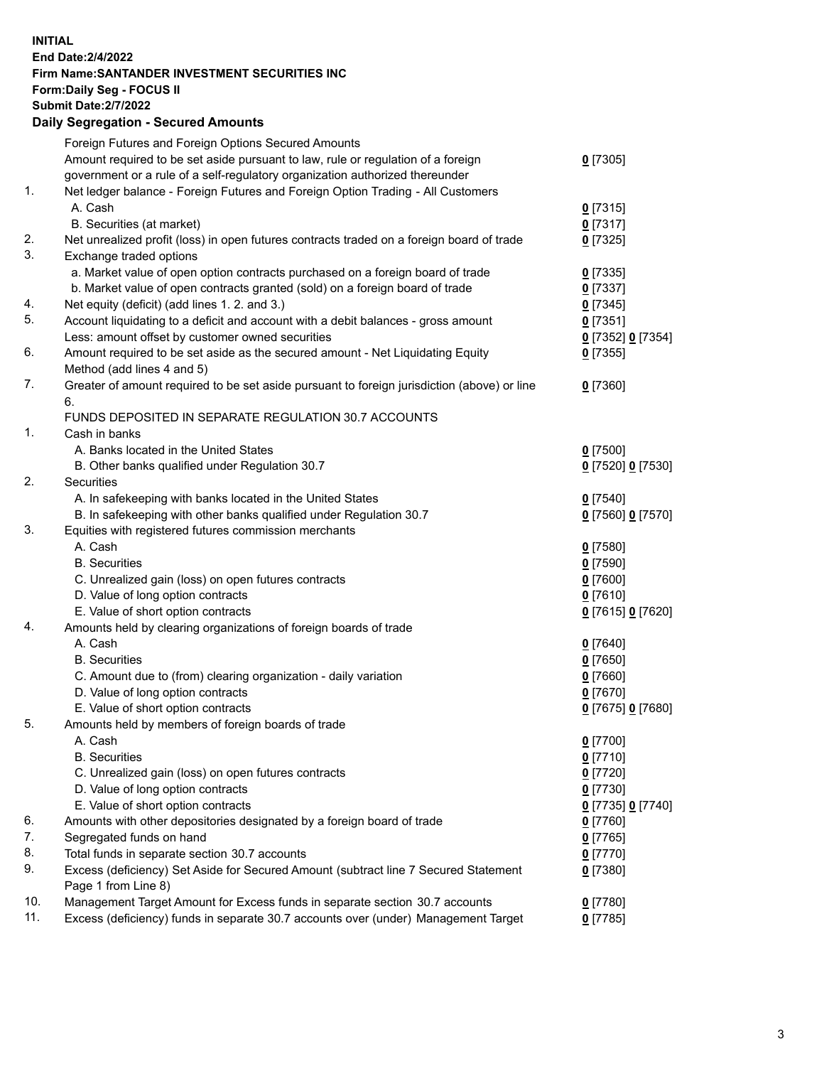**INITIAL**
**End Date:2/4/2022**
**Firm Name:SANTANDER INVESTMENT SECURITIES INC**
**Form:Daily Seg - FOCUS II**
**Submit Date:2/7/2022**

## Daily Segregation - Secured Amounts

| | | |
|---|---|---|
| | Foreign Futures and Foreign Options Secured Amounts | |
| | Amount required to be set aside pursuant to law, rule or regulation of a foreign government or a rule of a self-regulatory organization authorized thereunder | 0 [7305] |
| 1. | Net ledger balance - Foreign Futures and Foreign Option Trading - All Customers | |
| | A. Cash | 0 [7315] |
| | B. Securities (at market) | 0 [7317] |
| 2. | Net unrealized profit (loss) in open futures contracts traded on a foreign board of trade | 0 [7325] |
| 3. | Exchange traded options | |
| | a. Market value of open option contracts purchased on a foreign board of trade | 0 [7335] |
| | b. Market value of open contracts granted (sold) on a foreign board of trade | 0 [7337] |
| 4. | Net equity (deficit) (add lines 1. 2. and 3.) | 0 [7345] |
| 5. | Account liquidating to a deficit and account with a debit balances - gross amount | 0 [7351] |
| | Less: amount offset by customer owned securities | 0 [7352] 0 [7354] |
| 6. | Amount required to be set aside as the secured amount - Net Liquidating Equity Method (add lines 4 and 5) | 0 [7355] |
| 7. | Greater of amount required to be set aside pursuant to foreign jurisdiction (above) or line 6. | 0 [7360] |
| | FUNDS DEPOSITED IN SEPARATE REGULATION 30.7 ACCOUNTS | |
| 1. | Cash in banks | |
| | A. Banks located in the United States | 0 [7500] |
| | B. Other banks qualified under Regulation 30.7 | 0 [7520] 0 [7530] |
| 2. | Securities | |
| | A. In safekeeping with banks located in the United States | 0 [7540] |
| | B. In safekeeping with other banks qualified under Regulation 30.7 | 0 [7560] 0 [7570] |
| 3. | Equities with registered futures commission merchants | |
| | A. Cash | 0 [7580] |
| | B. Securities | 0 [7590] |
| | C. Unrealized gain (loss) on open futures contracts | 0 [7600] |
| | D. Value of long option contracts | 0 [7610] |
| | E. Value of short option contracts | 0 [7615] 0 [7620] |
| 4. | Amounts held by clearing organizations of foreign boards of trade | |
| | A. Cash | 0 [7640] |
| | B. Securities | 0 [7650] |
| | C. Amount due to (from) clearing organization - daily variation | 0 [7660] |
| | D. Value of long option contracts | 0 [7670] |
| | E. Value of short option contracts | 0 [7675] 0 [7680] |
| 5. | Amounts held by members of foreign boards of trade | |
| | A. Cash | 0 [7700] |
| | B. Securities | 0 [7710] |
| | C. Unrealized gain (loss) on open futures contracts | 0 [7720] |
| | D. Value of long option contracts | 0 [7730] |
| | E. Value of short option contracts | 0 [7735] 0 [7740] |
| 6. | Amounts with other depositories designated by a foreign board of trade | 0 [7760] |
| 7. | Segregated funds on hand | 0 [7765] |
| 8. | Total funds in separate section 30.7 accounts | 0 [7770] |
| 9. | Excess (deficiency) Set Aside for Secured Amount (subtract line 7 Secured Statement Page 1 from Line 8) | 0 [7380] |
| 10. | Management Target Amount for Excess funds in separate section 30.7 accounts | 0 [7780] |
| 11. | Excess (deficiency) funds in separate 30.7 accounts over (under) Management Target | 0 [7785] |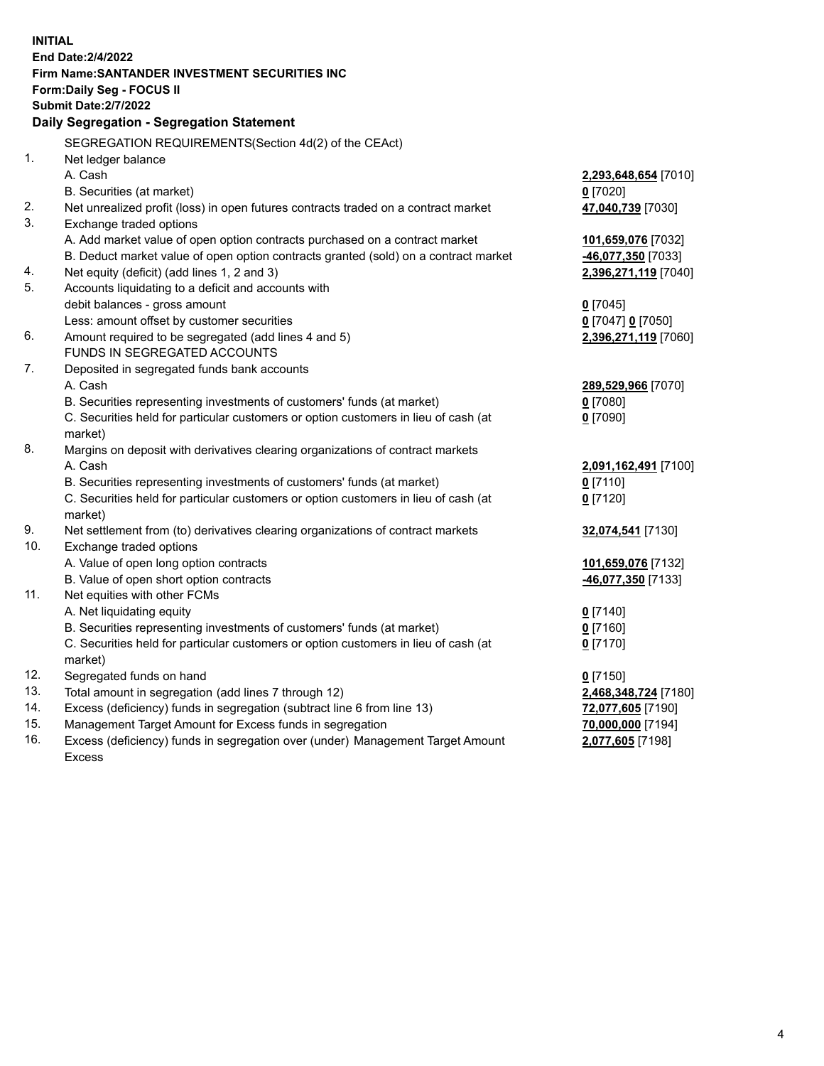**INITIAL**
**End Date:2/4/2022**
**Firm Name:SANTANDER INVESTMENT SECURITIES INC**
**Form:Daily Seg - FOCUS II**
**Submit Date:2/7/2022**

### Daily Segregation - Segregation Statement

SEGREGATION REQUIREMENTS(Section 4d(2) of the CEAct)

| | | |
|---|---|---|
| 1. | Net ledger balance | |
| | A. Cash | **2,293,648,654** [7010] |
| | B. Securities (at market) | **0** [7020] |
| 2. | Net unrealized profit (loss) in open futures contracts traded on a contract market | **47,040,739** [7030] |
| 3. | Exchange traded options | |
| | A. Add market value of open option contracts purchased on a contract market | **101,659,076** [7032] |
| | B. Deduct market value of open option contracts granted (sold) on a contract market | **-46,077,350** [7033] |
| 4. | Net equity (deficit) (add lines 1, 2 and 3) | **2,396,271,119** [7040] |
| 5. | Accounts liquidating to a deficit and accounts with debit balances - gross amount | **0** [7045] |
| | Less: amount offset by customer securities | **0** [7047] **0** [7050] |
| 6. | Amount required to be segregated (add lines 4 and 5) | **2,396,271,119** [7060] |
| | FUNDS IN SEGREGATED ACCOUNTS | |
| 7. | Deposited in segregated funds bank accounts | |
| | A. Cash | **289,529,966** [7070] |
| | B. Securities representing investments of customers' funds (at market) | **0** [7080] |
| | C. Securities held for particular customers or option customers in lieu of cash (at market) | **0** [7090] |
| 8. | Margins on deposit with derivatives clearing organizations of contract markets | |
| | A. Cash | **2,091,162,491** [7100] |
| | B. Securities representing investments of customers' funds (at market) | **0** [7110] |
| | C. Securities held for particular customers or option customers in lieu of cash (at market) | **0** [7120] |
| 9. | Net settlement from (to) derivatives clearing organizations of contract markets | **32,074,541** [7130] |
| 10. | Exchange traded options | |
| | A. Value of open long option contracts | **101,659,076** [7132] |
| | B. Value of open short option contracts | **-46,077,350** [7133] |
| 11. | Net equities with other FCMs | |
| | A. Net liquidating equity | **0** [7140] |
| | B. Securities representing investments of customers' funds (at market) | **0** [7160] |
| | C. Securities held for particular customers or option customers in lieu of cash (at market) | **0** [7170] |
| 12. | Segregated funds on hand | **0** [7150] |
| 13. | Total amount in segregation (add lines 7 through 12) | **2,468,348,724** [7180] |
| 14. | Excess (deficiency) funds in segregation (subtract line 6 from line 13) | **72,077,605** [7190] |
| 15. | Management Target Amount for Excess funds in segregation | **70,000,000** [7194] |
| 16. | Excess (deficiency) funds in segregation over (under) Management Target Amount Excess | **2,077,605** [7198] |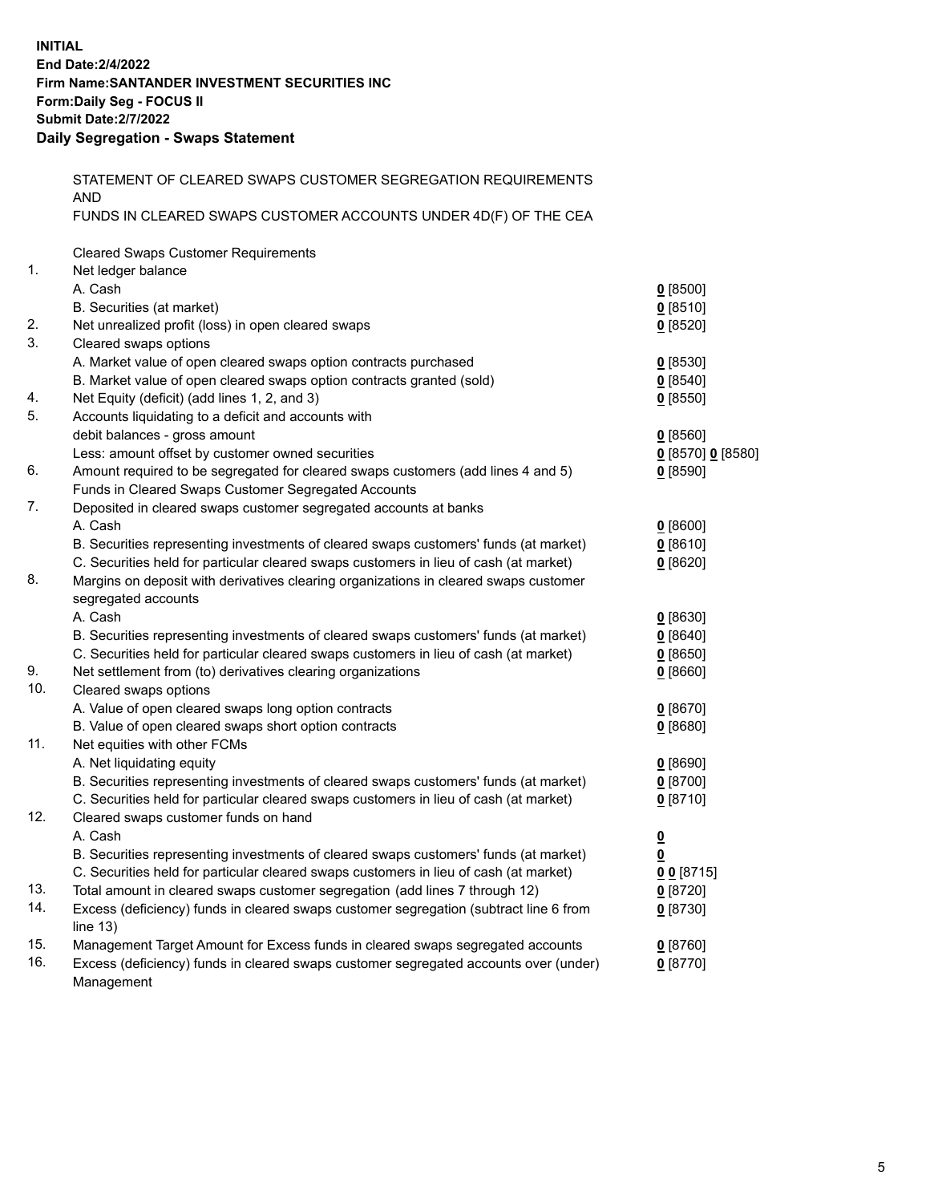**INITIAL**
**End Date:2/4/2022**
**Firm Name:SANTANDER INVESTMENT SECURITIES INC**
**Form:Daily Seg - FOCUS II**
**Submit Date:2/7/2022**
**Daily Segregation - Swaps Statement**

STATEMENT OF CLEARED SWAPS CUSTOMER SEGREGATION REQUIREMENTS AND FUNDS IN CLEARED SWAPS CUSTOMER ACCOUNTS UNDER 4D(F) OF THE CEA

| | | |
|---|---|---|
| | Cleared Swaps Customer Requirements | |
| 1. | Net ledger balance | |
| | A. Cash | 0 [8500] |
| | B. Securities (at market) | 0 [8510] |
| 2. | Net unrealized profit (loss) in open cleared swaps | 0 [8520] |
| 3. | Cleared swaps options | |
| | A. Market value of open cleared swaps option contracts purchased | 0 [8530] |
| | B. Market value of open cleared swaps option contracts granted (sold) | 0 [8540] |
| 4. | Net Equity (deficit) (add lines 1, 2, and 3) | 0 [8550] |
| 5. | Accounts liquidating to a deficit and accounts with debit balances - gross amount | 0 [8560] |
| | Less: amount offset by customer owned securities | 0 [8570] 0 [8580] |
| 6. | Amount required to be segregated for cleared swaps customers (add lines 4 and 5) | 0 [8590] |
| | Funds in Cleared Swaps Customer Segregated Accounts | |
| 7. | Deposited in cleared swaps customer segregated accounts at banks | |
| | A. Cash | 0 [8600] |
| | B. Securities representing investments of cleared swaps customers' funds (at market) | 0 [8610] |
| | C. Securities held for particular cleared swaps customers in lieu of cash (at market) | 0 [8620] |
| 8. | Margins on deposit with derivatives clearing organizations in cleared swaps customer segregated accounts | |
| | A. Cash | 0 [8630] |
| | B. Securities representing investments of cleared swaps customers' funds (at market) | 0 [8640] |
| | C. Securities held for particular cleared swaps customers in lieu of cash (at market) | 0 [8650] |
| 9. | Net settlement from (to) derivatives clearing organizations | 0 [8660] |
| 10. | Cleared swaps options | |
| | A. Value of open cleared swaps long option contracts | 0 [8670] |
| | B. Value of open cleared swaps short option contracts | 0 [8680] |
| 11. | Net equities with other FCMs | |
| | A. Net liquidating equity | 0 [8690] |
| | B. Securities representing investments of cleared swaps customers' funds (at market) | 0 [8700] |
| | C. Securities held for particular cleared swaps customers in lieu of cash (at market) | 0 [8710] |
| 12. | Cleared swaps customer funds on hand | |
| | A. Cash | 0 |
| | B. Securities representing investments of cleared swaps customers' funds (at market) | 0 |
| | C. Securities held for particular cleared swaps customers in lieu of cash (at market) | 0 0 [8715] |
| 13. | Total amount in cleared swaps customer segregation (add lines 7 through 12) | 0 [8720] |
| 14. | Excess (deficiency) funds in cleared swaps customer segregation (subtract line 6 from line 13) | 0 [8730] |
| 15. | Management Target Amount for Excess funds in cleared swaps segregated accounts | 0 [8760] |
| 16. | Excess (deficiency) funds in cleared swaps customer segregated accounts over (under) Management | 0 [8770] |